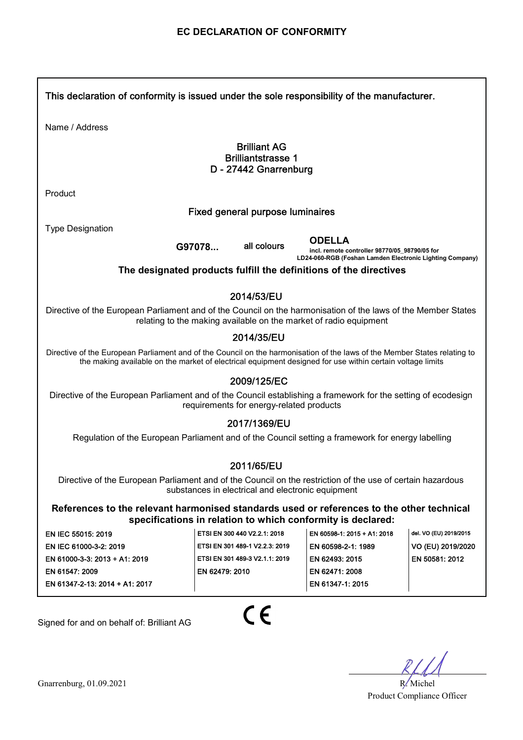# EC DECLARATION OF CONFORMITY

This declaration of conformity is issued under the sole responsibility of the manufacturer.

Name / Address

Brilliant AG
Brilliantstrasse 1
D - 27442 Gnarrenburg

Product

Fixed general purpose luminaires

Type Designation

G97078... all colours **ODELLA**
incl. remote controller 98770/05_98790/05 for LD24-060-RGB (Foshan Lamden Electronic Lighting Company)

**The designated products fulfill the definitions of the directives**

2014/53/EU

Directive of the European Parliament and of the Council on the harmonisation of the laws of the Member States relating to the making available on the market of radio equipment

2014/35/EU

Directive of the European Parliament and of the Council on the harmonisation of the laws of the Member States relating to the making available on the market of electrical equipment designed for use within certain voltage limits

2009/125/EC

Directive of the European Parliament and of the Council establishing a framework for the setting of ecodesign requirements for energy-related products

2017/1369/EU

Regulation of the European Parliament and of the Council setting a framework for energy labelling

2011/65/EU

Directive of the European Parliament and of the Council on the restriction of the use of certain hazardous substances in electrical and electronic equipment

**References to the relevant harmonised standards used or references to the other technical specifications in relation to which conformity is declared:**

| | | | |
|---|---|---|---|
| EN IEC 55015: 2019 | ETSI EN 300 440 V2.2.1: 2018 | EN 60598-1: 2015 + A1: 2018 | del. VO (EU) 2019/2015 |
| EN IEC 61000-3-2: 2019 | ETSI EN 301 489-1 V2.2.3: 2019 | EN 60598-2-1: 1989 | VO (EU) 2019/2020 |
| EN 61000-3-3: 2013 + A1: 2019 | ETSI EN 301 489-3 V2.1.1: 2019 | EN 62493: 2015 | EN 50581: 2012 |
| EN 61547: 2009 | EN 62479: 2010 | EN 62471: 2008 | |
| EN 61347-2-13: 2014 + A1: 2017 | | EN 61347-1: 2015 | |

CE

Signed for and on behalf of: Brilliant AG

Gnarrenburg, 01.09.2021

R. Michel
Product Compliance Officer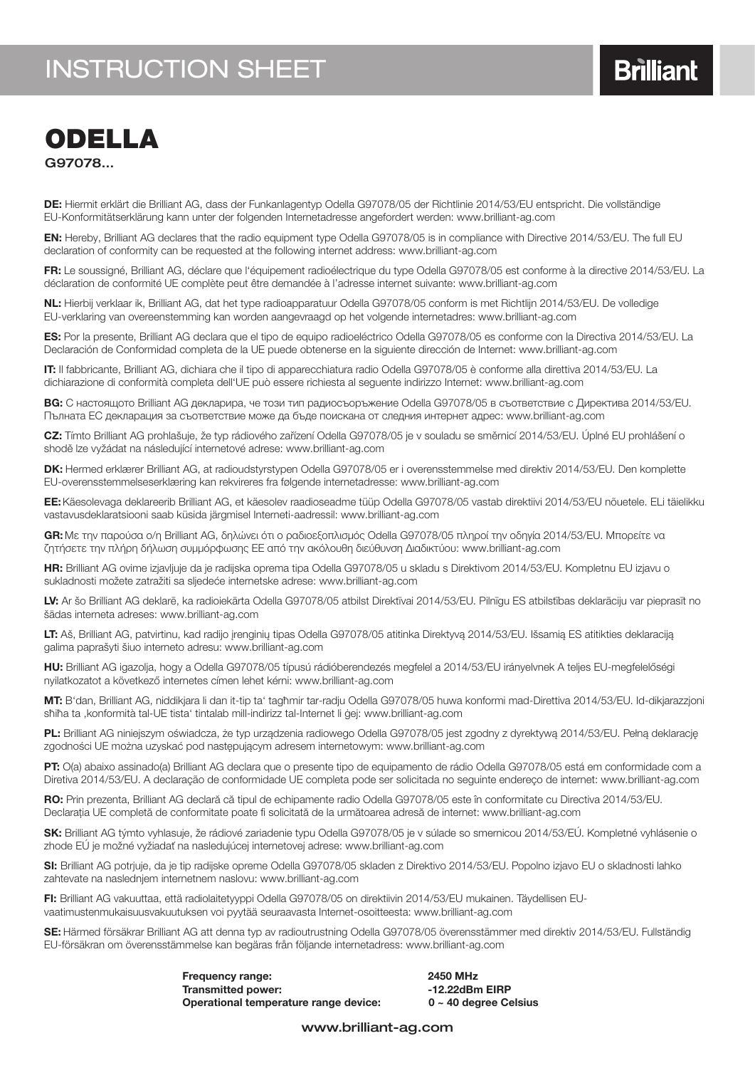# INSTRUCTION SHEET

Brilliant

# ODELLA

**G97078...**

**DE:** Hiermit erklärt die Brilliant AG, dass der Funkanlagentyp Odella G97078/05 der Richtlinie 2014/53/EU entspricht. Die vollständige EU-Konformitätserklärung kann unter der folgenden Internetadresse angefordert werden: www.brilliant-ag.com

**EN:** Hereby, Brilliant AG declares that the radio equipment type Odella G97078/05 is in compliance with Directive 2014/53/EU. The full EU declaration of conformity can be requested at the following internet address: www.brilliant-ag.com

**FR:** Le soussigné, Brilliant AG, déclare que l'équipement radioélectrique du type Odella G97078/05 est conforme à la directive 2014/53/EU. La déclaration de conformité UE complète peut être demandée à l'adresse internet suivante: www.brilliant-ag.com

**NL:** Hierbij verklaar ik, Brilliant AG, dat het type radioapparatuur Odella G97078/05 conform is met Richtlijn 2014/53/EU. De volledige EU-verklaring van overeenstemming kan worden aangevraagd op het volgende internetadres: www.brilliant-ag.com

**ES:** Por la presente, Brilliant AG declara que el tipo de equipo radioeléctrico Odella G97078/05 es conforme con la Directiva 2014/53/EU. La Declaración de Conformidad completa de la UE puede obtenerse en la siguiente dirección de Internet: www.brilliant-ag.com

**IT:** Il fabbricante, Brilliant AG, dichiara che il tipo di apparecchiatura radio Odella G97078/05 è conforme alla direttiva 2014/53/EU. La dichiarazione di conformità completa dell'UE può essere richiesta al seguente indirizzo Internet: www.brilliant-ag.com

**BG:** С настоящото Brilliant AG декларира, че този тип радиосъоръжение Odella G97078/05 в съответствие с Директива 2014/53/EU. Пълната ЕС декларация за съответствие може да бъде поискана от следния интернет адрес: www.brilliant-ag.com

**CZ:** Tímto Brilliant AG prohlašuje, že typ rádiového zařízení Odella G97078/05 je v souladu se směrnicí 2014/53/EU. Úplné EU prohlášení o shodě lze vyžádat na následující internetové adrese: www.brilliant-ag.com

**DK:** Hermed erklærer Brilliant AG, at radioudstyrstypen Odella G97078/05 er i overensstemmelse med direktiv 2014/53/EU. Den komplette EU-overensstemmelseserklæring kan rekvireres fra følgende internetadresse: www.brilliant-ag.com

**EE:** Käesolevaga deklareerib Brilliant AG, et käesolev raadioseadme tüüp Odella G97078/05 vastab direktiivi 2014/53/EU nõuetele. ELi täielikku vastavusdeklaratsiooni saab küsida järgmisel Interneti-aadressil: www.brilliant-ag.com

**GR:** Με την παρούσα ο/η Brilliant AG, δηλώνει ότι ο ραδιοεξοπλισμός Odella G97078/05 πληροί την οδηγία 2014/53/EU. Μπορείτε να ζητήσετε την πλήρη δήλωση συμμόρφωσης ΕΕ από την ακόλουθη διεύθυνση Διαδικτύου: www.brilliant-ag.com

**HR:** Brilliant AG ovime izjavljuje da je radijska oprema tipa Odella G97078/05 u skladu s Direktivom 2014/53/EU. Kompletnu EU izjavu o sukladnosti možete zatražiti sa sljedeće internetske adrese: www.brilliant-ag.com

**LV:** Ar šo Brilliant AG deklarē, ka radioiekārta Odella G97078/05 atbilst Direktīvai 2014/53/EU. Pilnīgu ES atbilstības deklarāciju var pieprasīt no šādas interneta adreses: www.brilliant-ag.com

**LT:** Aš, Brilliant AG, patvirtinu, kad radijo įrenginių tipas Odella G97078/05 atitinka Direktyvą 2014/53/EU. Išsamią ES atitikties deklaraciją galima paprašyti šiuo interneto adresu: www.brilliant-ag.com

**HU:** Brilliant AG igazolja, hogy a Odella G97078/05 típusú rádióberendezés megfelel a 2014/53/EU irányelvnek A teljes EU-megfelelőségi nyilatkozatot a következő internetes címen lehet kérni: www.brilliant-ag.com

**MT:** B'dan, Brilliant AG, niddikjara li dan it-tip ta' tagħmir tar-radju Odella G97078/05 huwa konformi mad-Direttiva 2014/53/EU. Id-dikjarazzjoni sħiħa ta ,konformità tal-UE tista' tintalab mill-indirizz tal-Internet li ġej: www.brilliant-ag.com

**PL:** Brilliant AG niniejszym oświadcza, że typ urządzenia radiowego Odella G97078/05 jest zgodny z dyrektywą 2014/53/EU. Pełną deklarację zgodności UE można uzyskać pod następującym adresem internetowym: www.brilliant-ag.com

**PT:** O(a) abaixo assinado(a) Brilliant AG declara que o presente tipo de equipamento de rádio Odella G97078/05 está em conformidade com a Diretiva 2014/53/EU. A declaração de conformidade UE completa pode ser solicitada no seguinte endereço de internet: www.brilliant-ag.com

**RO:** Prin prezenta, Brilliant AG declară că tipul de echipamente radio Odella G97078/05 este în conformitate cu Directiva 2014/53/EU. Declarația UE completă de conformitate poate fi solicitată de la următoarea adresă de internet: www.brilliant-ag.com

**SK:** Brilliant AG týmto vyhlasuje, že rádiové zariadenie typu Odella G97078/05 je v súlade so smernicou 2014/53/EÚ. Kompletné vyhlásenie o zhode EÚ je možné vyžiadať na nasledujúcej internetovej adrese: www.brilliant-ag.com

**SI:** Brilliant AG potrjuje, da je tip radijske opreme Odella G97078/05 skladen z Direktivo 2014/53/EU. Popolno izjavo EU o skladnosti lahko zahtevate na naslednjem internetnem naslovu: www.brilliant-ag.com

**FI:** Brilliant AG vakuuttaa, että radiolaitetyyppi Odella G97078/05 on direktiivin 2014/53/EU mukainen. Täydellisen EU-vaatimustenmukaisuusvakuutuksen voi pyytää seuraavasta Internet-osoitteesta: www.brilliant-ag.com

**SE:** Härmed försäkrar Brilliant AG att denna typ av radioutrustning Odella G97078/05 överensstämmer med direktiv 2014/53/EU. Fullständig EU-försäkran om överensstämmelse kan begäras från följande internetadress: www.brilliant-ag.com

| | |
|---|---|
| **Frequency range:** | **2450 MHz** |
| **Transmitted power:** | **-12.22dBm EIRP** |
| **Operational temperature range device:** | **0 ~ 40 degree Celsius** |

www.brilliant-ag.com